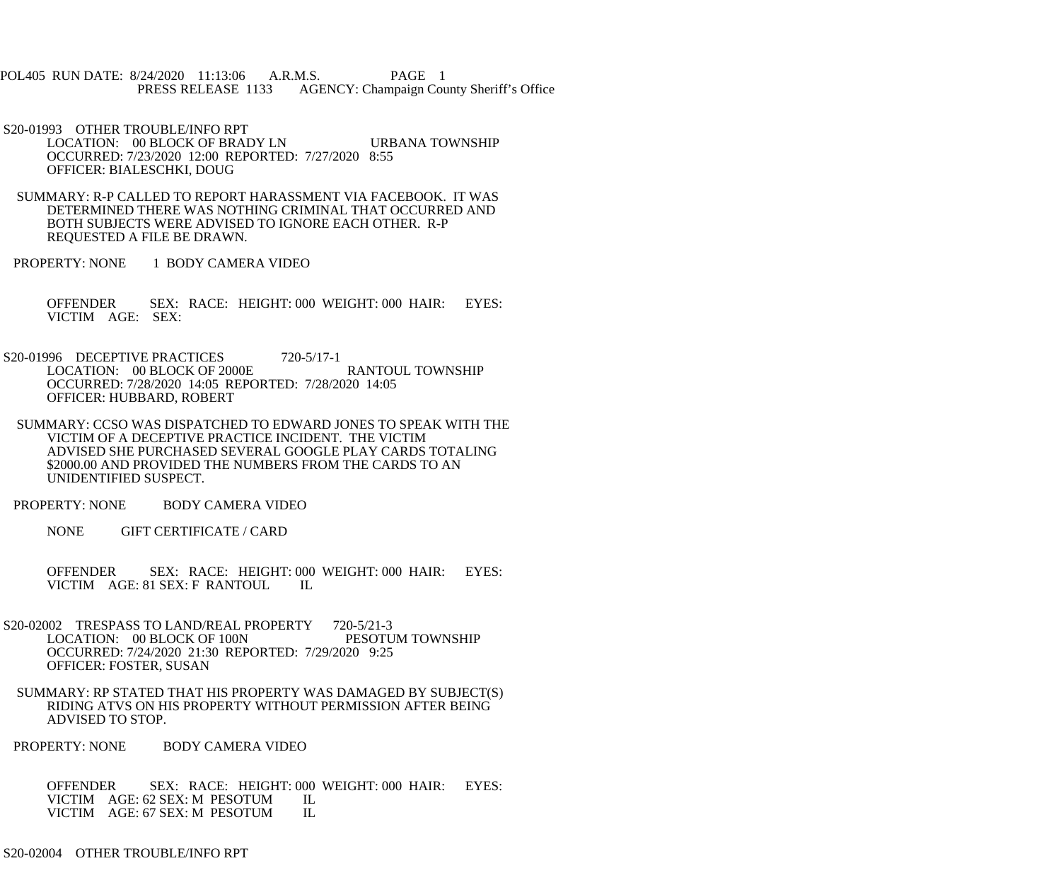POL405 RUN DATE: 8/24/2020 11:13:06 A.R.M.S. PAGE 1
PRESS RELEASE 1133 AGENCY: Champaign County Sheriff's Office

S20-01993 OTHER TROUBLE/INFO RPT
LOCATION: 00 BLOCK OF BRADY LN URBANA TOWNSHIP
OCCURRED: 7/23/2020 12:00 REPORTED: 7/27/2020 8:55
OFFICER: BIALESCHKI, DOUG

SUMMARY: R-P CALLED TO REPORT HARASSMENT VIA FACEBOOK. IT WAS DETERMINED THERE WAS NOTHING CRIMINAL THAT OCCURRED AND BOTH SUBJECTS WERE ADVISED TO IGNORE EACH OTHER. R-P REQUESTED A FILE BE DRAWN.

PROPERTY: NONE 1 BODY CAMERA VIDEO

OFFENDER SEX: RACE: HEIGHT: 000 WEIGHT: 000 HAIR: EYES:
VICTIM AGE: SEX:

S20-01996 DECEPTIVE PRACTICES 720-5/17-1
LOCATION: 00 BLOCK OF 2000E RANTOUL TOWNSHIP
OCCURRED: 7/28/2020 14:05 REPORTED: 7/28/2020 14:05
OFFICER: HUBBARD, ROBERT

SUMMARY: CCSO WAS DISPATCHED TO EDWARD JONES TO SPEAK WITH THE VICTIM OF A DECEPTIVE PRACTICE INCIDENT. THE VICTIM ADVISED SHE PURCHASED SEVERAL GOOGLE PLAY CARDS TOTALING $2000.00 AND PROVIDED THE NUMBERS FROM THE CARDS TO AN UNIDENTIFIED SUSPECT.

PROPERTY: NONE BODY CAMERA VIDEO

NONE GIFT CERTIFICATE / CARD

OFFENDER SEX: RACE: HEIGHT: 000 WEIGHT: 000 HAIR: EYES:
VICTIM AGE: 81 SEX: F RANTOUL IL

S20-02002 TRESPASS TO LAND/REAL PROPERTY 720-5/21-3
LOCATION: 00 BLOCK OF 100N PESOTUM TOWNSHIP
OCCURRED: 7/24/2020 21:30 REPORTED: 7/29/2020 9:25
OFFICER: FOSTER, SUSAN

SUMMARY: RP STATED THAT HIS PROPERTY WAS DAMAGED BY SUBJECT(S) RIDING ATVS ON HIS PROPERTY WITHOUT PERMISSION AFTER BEING ADVISED TO STOP.

PROPERTY: NONE BODY CAMERA VIDEO

OFFENDER SEX: RACE: HEIGHT: 000 WEIGHT: 000 HAIR: EYES:
VICTIM AGE: 62 SEX: M PESOTUM IL
VICTIM AGE: 67 SEX: M PESOTUM IL

S20-02004 OTHER TROUBLE/INFO RPT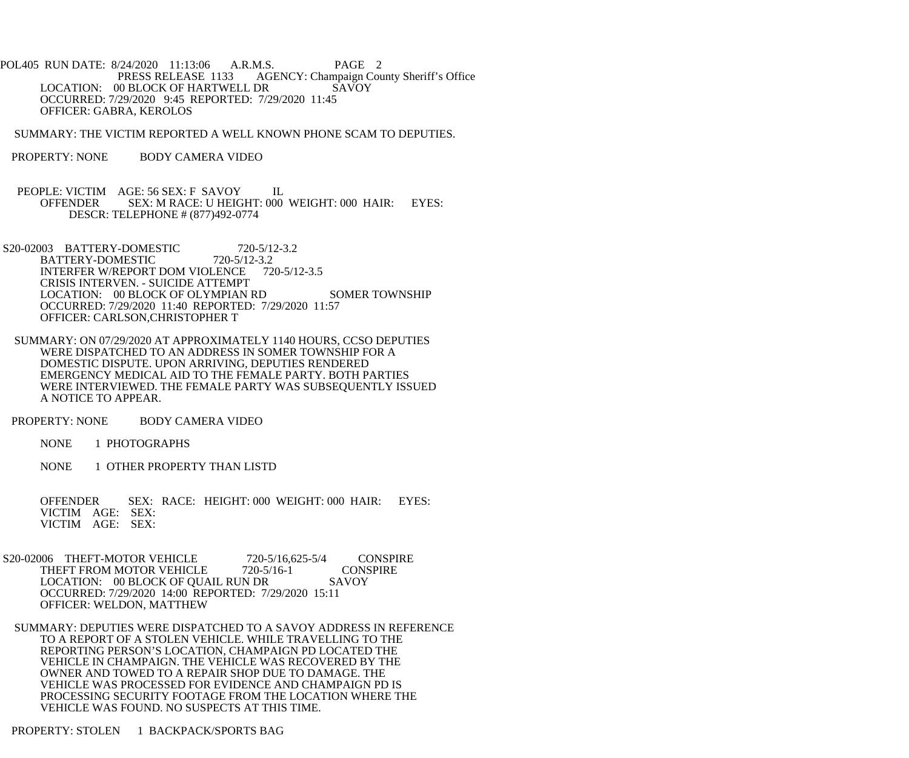PRESS RELEASE 1133 AGENCY: Champaign County Sheriff's Office

LOCATION: 00 BLOCK OF HARTWELL DR SAVOY
OCCURRED: 7/29/2020 9:45 REPORTED: 7/29/2020 11:45
OFFICER: GABRA, KEROLOS

SUMMARY: THE VICTIM REPORTED A WELL KNOWN PHONE SCAM TO DEPUTIES.

PROPERTY: NONE BODY CAMERA VIDEO

PEOPLE: VICTIM AGE: 56 SEX: F SAVOY IL
OFFENDER SEX: M RACE: U HEIGHT: 000 WEIGHT: 000 HAIR: EYES:
DESCR: TELEPHONE # (877)492-0774

S20-02003 BATTERY-DOMESTIC 720-5/12-3.2
BATTERY-DOMESTIC 720-5/12-3.2
INTERFER W/REPORT DOM VIOLENCE 720-5/12-3.5
CRISIS INTERVEN. - SUICIDE ATTEMPT
LOCATION: 00 BLOCK OF OLYMPIAN RD SOMER TOWNSHIP
OCCURRED: 7/29/2020 11:40 REPORTED: 7/29/2020 11:57
OFFICER: CARLSON,CHRISTOPHER T

SUMMARY: ON 07/29/2020 AT APPROXIMATELY 1140 HOURS, CCSO DEPUTIES WERE DISPATCHED TO AN ADDRESS IN SOMER TOWNSHIP FOR A DOMESTIC DISPUTE. UPON ARRIVING, DEPUTIES RENDERED EMERGENCY MEDICAL AID TO THE FEMALE PARTY. BOTH PARTIES WERE INTERVIEWED. THE FEMALE PARTY WAS SUBSEQUENTLY ISSUED A NOTICE TO APPEAR.

PROPERTY: NONE BODY CAMERA VIDEO

NONE 1 PHOTOGRAPHS

NONE 1 OTHER PROPERTY THAN LISTD

OFFENDER SEX: RACE: HEIGHT: 000 WEIGHT: 000 HAIR: EYES:
VICTIM AGE: SEX:
VICTIM AGE: SEX:

S20-02006 THEFT-MOTOR VEHICLE 720-5/16,625-5/4 CONSPIRE
THEFT FROM MOTOR VEHICLE 720-5/16-1 CONSPIRE
LOCATION: 00 BLOCK OF QUAIL RUN DR SAVOY
OCCURRED: 7/29/2020 14:00 REPORTED: 7/29/2020 15:11
OFFICER: WELDON, MATTHEW

SUMMARY: DEPUTIES WERE DISPATCHED TO A SAVOY ADDRESS IN REFERENCE TO A REPORT OF A STOLEN VEHICLE. WHILE TRAVELLING TO THE REPORTING PERSON'S LOCATION, CHAMPAIGN PD LOCATED THE VEHICLE IN CHAMPAIGN. THE VEHICLE WAS RECOVERED BY THE OWNER AND TOWED TO A REPAIR SHOP DUE TO DAMAGE. THE VEHICLE WAS PROCESSED FOR EVIDENCE AND CHAMPAIGN PD IS PROCESSING SECURITY FOOTAGE FROM THE LOCATION WHERE THE VEHICLE WAS FOUND. NO SUSPECTS AT THIS TIME.

PROPERTY: STOLEN 1 BACKPACK/SPORTS BAG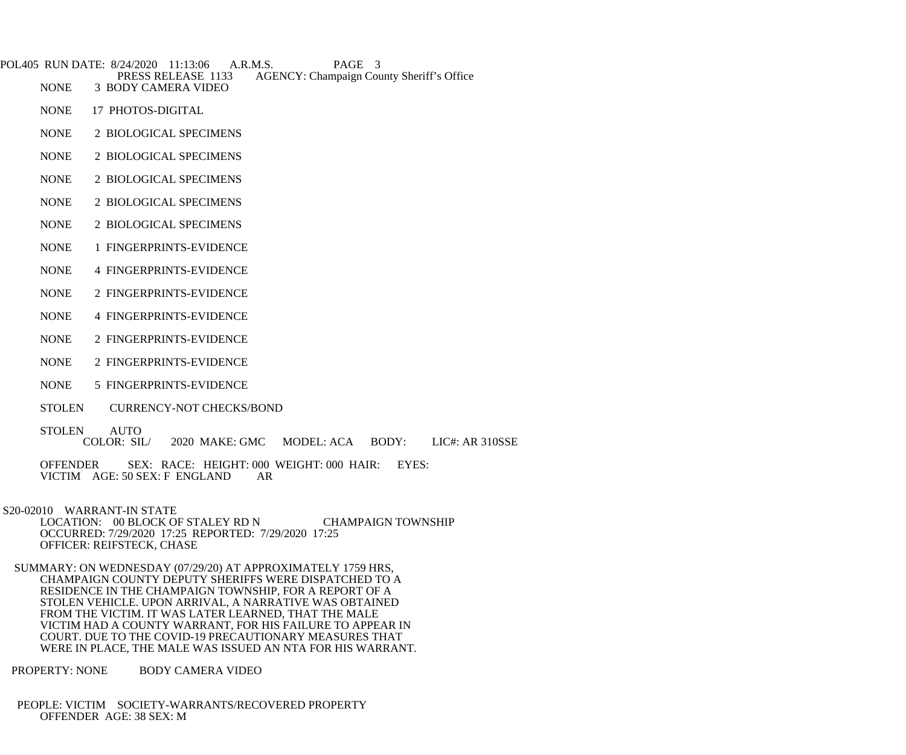NONE 3 BODY CAMERA VIDEO

NONE 17 PHOTOS-DIGITAL

NONE 2 BIOLOGICAL SPECIMENS

NONE 2 BIOLOGICAL SPECIMENS

NONE 2 BIOLOGICAL SPECIMENS

NONE 2 BIOLOGICAL SPECIMENS

NONE 2 BIOLOGICAL SPECIMENS

NONE 1 FINGERPRINTS-EVIDENCE

NONE 4 FINGERPRINTS-EVIDENCE

NONE 2 FINGERPRINTS-EVIDENCE

NONE 4 FINGERPRINTS-EVIDENCE

NONE 2 FINGERPRINTS-EVIDENCE

NONE 2 FINGERPRINTS-EVIDENCE

NONE 5 FINGERPRINTS-EVIDENCE

STOLEN CURRENCY-NOT CHECKS/BOND

STOLEN AUTO
COLOR: SIL/ 2020 MAKE: GMC MODEL: ACA BODY: LIC#: AR 310SSE

OFFENDER SEX: RACE: HEIGHT: 000 WEIGHT: 000 HAIR: EYES:
VICTIM AGE: 50 SEX: F ENGLAND AR

S20-02010 WARRANT-IN STATE
LOCATION: 00 BLOCK OF STALEY RD N CHAMPAIGN TOWNSHIP
OCCURRED: 7/29/2020 17:25 REPORTED: 7/29/2020 17:25
OFFICER: REIFSTECK, CHASE

SUMMARY: ON WEDNESDAY (07/29/20) AT APPROXIMATELY 1759 HRS, CHAMPAIGN COUNTY DEPUTY SHERIFFS WERE DISPATCHED TO A RESIDENCE IN THE CHAMPAIGN TOWNSHIP, FOR A REPORT OF A STOLEN VEHICLE. UPON ARRIVAL, A NARRATIVE WAS OBTAINED FROM THE VICTIM. IT WAS LATER LEARNED, THAT THE MALE VICTIM HAD A COUNTY WARRANT, FOR HIS FAILURE TO APPEAR IN COURT. DUE TO THE COVID-19 PRECAUTIONARY MEASURES THAT WERE IN PLACE, THE MALE WAS ISSUED AN NTA FOR HIS WARRANT.

PROPERTY: NONE BODY CAMERA VIDEO

PEOPLE: VICTIM SOCIETY-WARRANTS/RECOVERED PROPERTY
OFFENDER AGE: 38 SEX: M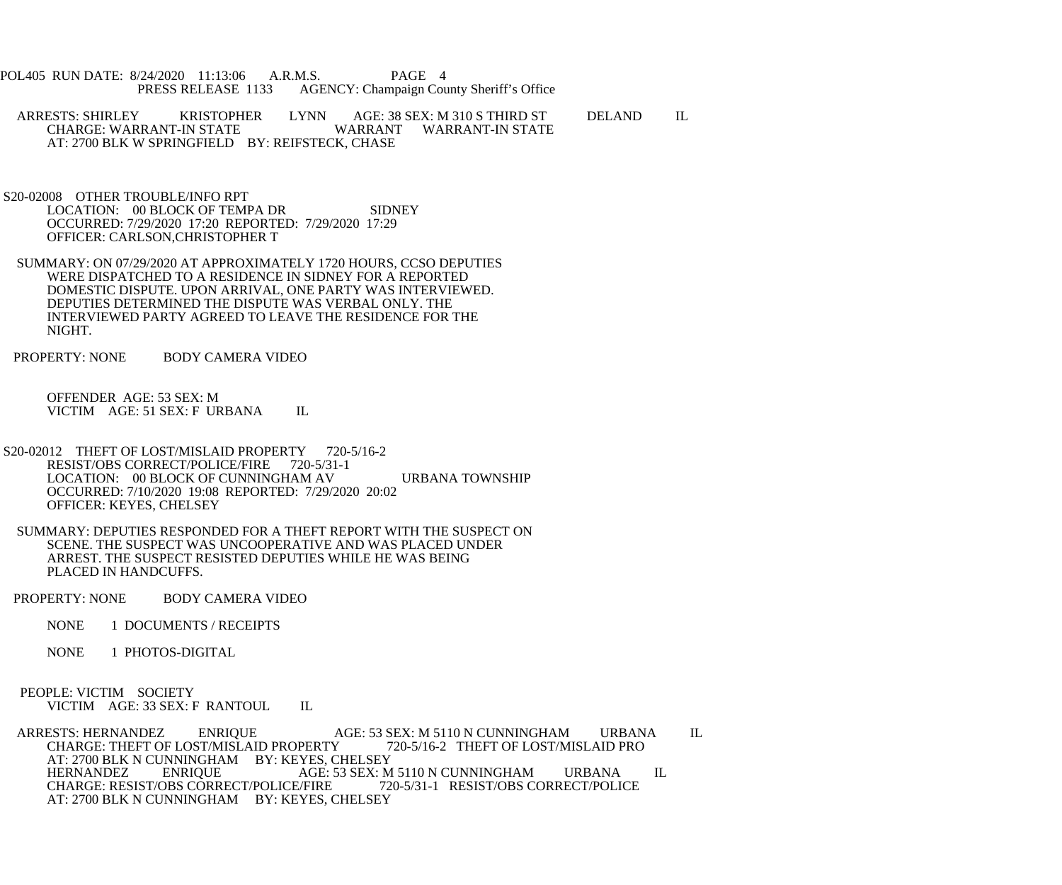ARRESTS: SHIRLEY KRISTOPHER LYNN AGE: 38 SEX: M 310 S THIRD ST DELAND IL
CHARGE: WARRANT-IN STATE WARRANT WARRANT-IN STATE
AT: 2700 BLK W SPRINGFIELD BY: REIFSTECK, CHASE

S20-02008 OTHER TROUBLE/INFO RPT
LOCATION: 00 BLOCK OF TEMPA DR SIDNEY
OCCURRED: 7/29/2020 17:20 REPORTED: 7/29/2020 17:29
OFFICER: CARLSON,CHRISTOPHER T

SUMMARY: ON 07/29/2020 AT APPROXIMATELY 1720 HOURS, CCSO DEPUTIES WERE DISPATCHED TO A RESIDENCE IN SIDNEY FOR A REPORTED DOMESTIC DISPUTE. UPON ARRIVAL, ONE PARTY WAS INTERVIEWED. DEPUTIES DETERMINED THE DISPUTE WAS VERBAL ONLY. THE INTERVIEWED PARTY AGREED TO LEAVE THE RESIDENCE FOR THE NIGHT.

PROPERTY: NONE BODY CAMERA VIDEO

OFFENDER AGE: 53 SEX: M
VICTIM AGE: 51 SEX: F URBANA IL

S20-02012 THEFT OF LOST/MISLAID PROPERTY 720-5/16-2
RESIST/OBS CORRECT/POLICE/FIRE 720-5/31-1
LOCATION: 00 BLOCK OF CUNNINGHAM AV URBANA TOWNSHIP
OCCURRED: 7/10/2020 19:08 REPORTED: 7/29/2020 20:02
OFFICER: KEYES, CHELSEY

SUMMARY: DEPUTIES RESPONDED FOR A THEFT REPORT WITH THE SUSPECT ON SCENE. THE SUSPECT WAS UNCOOPERATIVE AND WAS PLACED UNDER ARREST. THE SUSPECT RESISTED DEPUTIES WHILE HE WAS BEING PLACED IN HANDCUFFS.

PROPERTY: NONE BODY CAMERA VIDEO

NONE 1 DOCUMENTS / RECEIPTS

NONE 1 PHOTOS-DIGITAL

PEOPLE: VICTIM SOCIETY
VICTIM AGE: 33 SEX: F RANTOUL IL

ARRESTS: HERNANDEZ ENRIQUE AGE: 53 SEX: M 5110 N CUNNINGHAM URBANA IL
CHARGE: THEFT OF LOST/MISLAID PROPERTY 720-5/16-2 THEFT OF LOST/MISLAID PRO
AT: 2700 BLK N CUNNINGHAM BY: KEYES, CHELSEY
HERNANDEZ ENRIQUE AGE: 53 SEX: M 5110 N CUNNINGHAM URBANA IL
CHARGE: RESIST/OBS CORRECT/POLICE/FIRE 720-5/31-1 RESIST/OBS CORRECT/POLICE
AT: 2700 BLK N CUNNINGHAM BY: KEYES, CHELSEY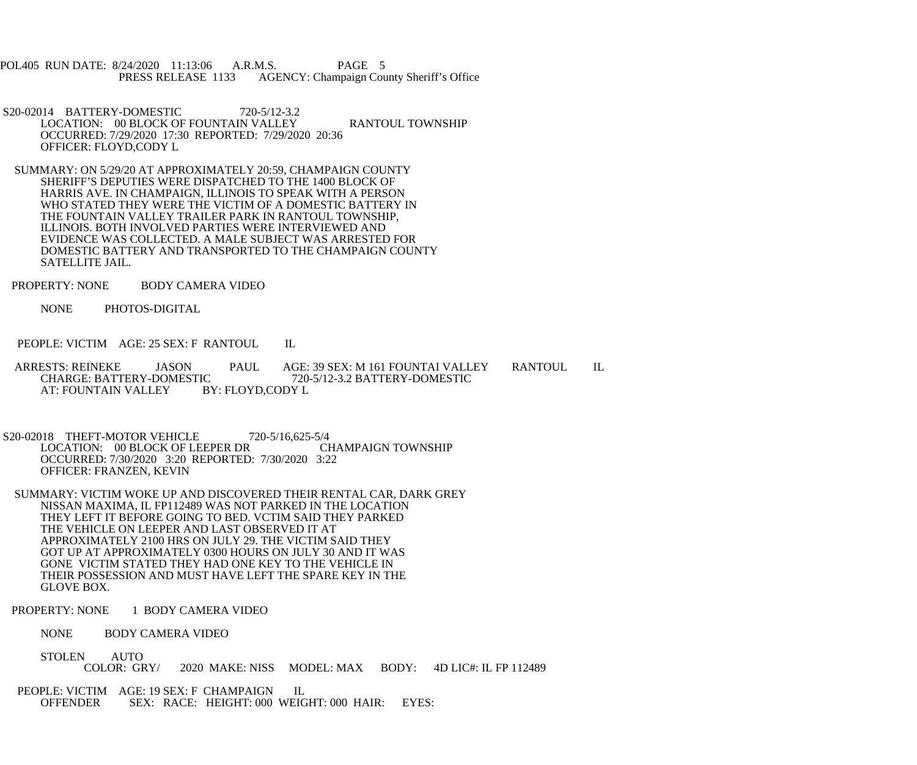POL405 RUN DATE: 8/24/2020 11:13:06 A.R.M.S. PAGE 5
PRESS RELEASE 1133 AGENCY: Champaign County Sheriff's Office

S20-02014 BATTERY-DOMESTIC 720-5/12-3.2
LOCATION: 00 BLOCK OF FOUNTAIN VALLEY RANTOUL TOWNSHIP
OCCURRED: 7/29/2020 17:30 REPORTED: 7/29/2020 20:36
OFFICER: FLOYD,CODY L

SUMMARY: ON 5/29/20 AT APPROXIMATELY 20:59, CHAMPAIGN COUNTY SHERIFF'S DEPUTIES WERE DISPATCHED TO THE 1400 BLOCK OF HARRIS AVE. IN CHAMPAIGN, ILLINOIS TO SPEAK WITH A PERSON WHO STATED THEY WERE THE VICTIM OF A DOMESTIC BATTERY IN THE FOUNTAIN VALLEY TRAILER PARK IN RANTOUL TOWNSHIP, ILLINOIS. BOTH INVOLVED PARTIES WERE INTERVIEWED AND EVIDENCE WAS COLLECTED. A MALE SUBJECT WAS ARRESTED FOR DOMESTIC BATTERY AND TRANSPORTED TO THE CHAMPAIGN COUNTY SATELLITE JAIL.

PROPERTY: NONE BODY CAMERA VIDEO

NONE PHOTOS-DIGITAL

PEOPLE: VICTIM AGE: 25 SEX: F RANTOUL IL

ARRESTS: REINEKE JASON PAUL AGE: 39 SEX: M 161 FOUNTAI VALLEY RANTOUL IL
CHARGE: BATTERY-DOMESTIC 720-5/12-3.2 BATTERY-DOMESTIC
AT: FOUNTAIN VALLEY BY: FLOYD,CODY L

S20-02018 THEFT-MOTOR VEHICLE 720-5/16,625-5/4
LOCATION: 00 BLOCK OF LEEPER DR CHAMPAIGN TOWNSHIP
OCCURRED: 7/30/2020 3:20 REPORTED: 7/30/2020 3:22
OFFICER: FRANZEN, KEVIN

SUMMARY: VICTIM WOKE UP AND DISCOVERED THEIR RENTAL CAR, DARK GREY NISSAN MAXIMA, IL FP112489 WAS NOT PARKED IN THE LOCATION THEY LEFT IT BEFORE GOING TO BED. VCTIM SAID THEY PARKED THE VEHICLE ON LEEPER AND LAST OBSERVED IT AT APPROXIMATELY 2100 HRS ON JULY 29. THE VICTIM SAID THEY GOT UP AT APPROXIMATELY 0300 HOURS ON JULY 30 AND IT WAS GONE VICTIM STATED THEY HAD ONE KEY TO THE VEHICLE IN THEIR POSSESSION AND MUST HAVE LEFT THE SPARE KEY IN THE GLOVE BOX.

PROPERTY: NONE 1 BODY CAMERA VIDEO

NONE BODY CAMERA VIDEO

STOLEN AUTO
COLOR: GRY/ 2020 MAKE: NISS MODEL: MAX BODY: 4D LIC#: IL FP 112489

PEOPLE: VICTIM AGE: 19 SEX: F CHAMPAIGN IL
OFFENDER SEX: RACE: HEIGHT: 000 WEIGHT: 000 HAIR: EYES: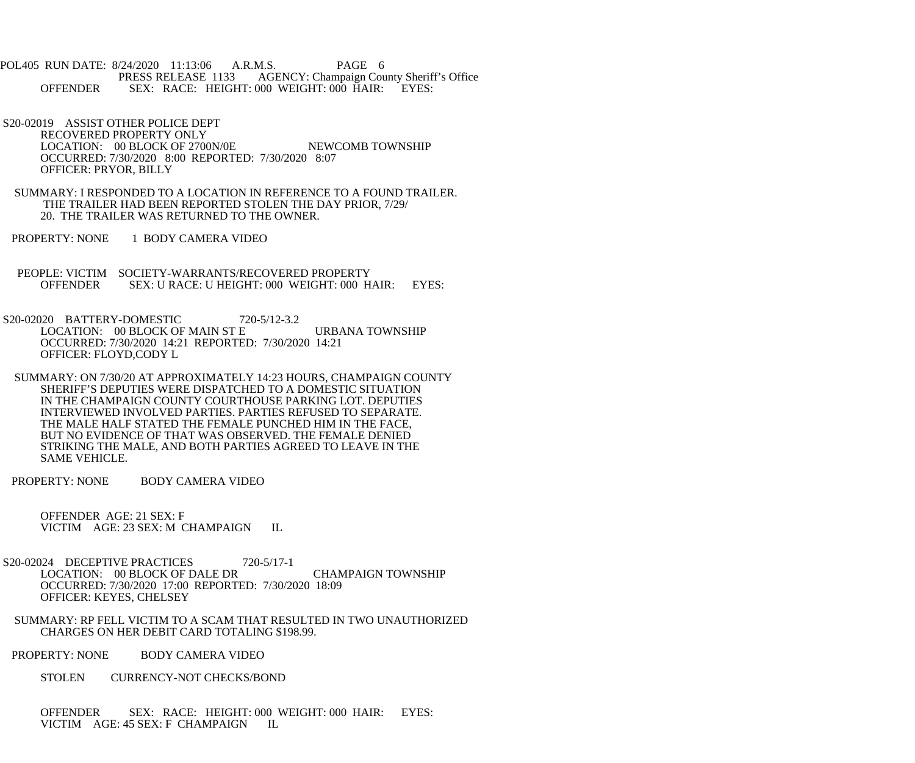POL405 RUN DATE: 8/24/2020 11:13:06 A.R.M.S. PAGE 6
PRESS RELEASE 1133 AGENCY: Champaign County Sheriff's Office
OFFENDER SEX: RACE: HEIGHT: 000 WEIGHT: 000 HAIR: EYES:

S20-02019 ASSIST OTHER POLICE DEPT
RECOVERED PROPERTY ONLY
LOCATION: 00 BLOCK OF 2700N/0E NEWCOMB TOWNSHIP
OCCURRED: 7/30/2020 8:00 REPORTED: 7/30/2020 8:07
OFFICER: PRYOR, BILLY

SUMMARY: I RESPONDED TO A LOCATION IN REFERENCE TO A FOUND TRAILER. THE TRAILER HAD BEEN REPORTED STOLEN THE DAY PRIOR, 7/29/ 20. THE TRAILER WAS RETURNED TO THE OWNER.

PROPERTY: NONE 1 BODY CAMERA VIDEO

PEOPLE: VICTIM SOCIETY-WARRANTS/RECOVERED PROPERTY
OFFENDER SEX: U RACE: U HEIGHT: 000 WEIGHT: 000 HAIR: EYES:

S20-02020 BATTERY-DOMESTIC 720-5/12-3.2
LOCATION: 00 BLOCK OF MAIN ST E URBANA TOWNSHIP
OCCURRED: 7/30/2020 14:21 REPORTED: 7/30/2020 14:21
OFFICER: FLOYD,CODY L

SUMMARY: ON 7/30/20 AT APPROXIMATELY 14:23 HOURS, CHAMPAIGN COUNTY SHERIFF'S DEPUTIES WERE DISPATCHED TO A DOMESTIC SITUATION IN THE CHAMPAIGN COUNTY COURTHOUSE PARKING LOT. DEPUTIES INTERVIEWED INVOLVED PARTIES. PARTIES REFUSED TO SEPARATE. THE MALE HALF STATED THE FEMALE PUNCHED HIM IN THE FACE, BUT NO EVIDENCE OF THAT WAS OBSERVED. THE FEMALE DENIED STRIKING THE MALE, AND BOTH PARTIES AGREED TO LEAVE IN THE SAME VEHICLE.

PROPERTY: NONE BODY CAMERA VIDEO

OFFENDER AGE: 21 SEX: F
VICTIM AGE: 23 SEX: M CHAMPAIGN IL

S20-02024 DECEPTIVE PRACTICES 720-5/17-1
LOCATION: 00 BLOCK OF DALE DR CHAMPAIGN TOWNSHIP
OCCURRED: 7/30/2020 17:00 REPORTED: 7/30/2020 18:09
OFFICER: KEYES, CHELSEY

SUMMARY: RP FELL VICTIM TO A SCAM THAT RESULTED IN TWO UNAUTHORIZED CHARGES ON HER DEBIT CARD TOTALING $198.99.

PROPERTY: NONE BODY CAMERA VIDEO

STOLEN CURRENCY-NOT CHECKS/BOND

OFFENDER SEX: RACE: HEIGHT: 000 WEIGHT: 000 HAIR: EYES:
VICTIM AGE: 45 SEX: F CHAMPAIGN IL